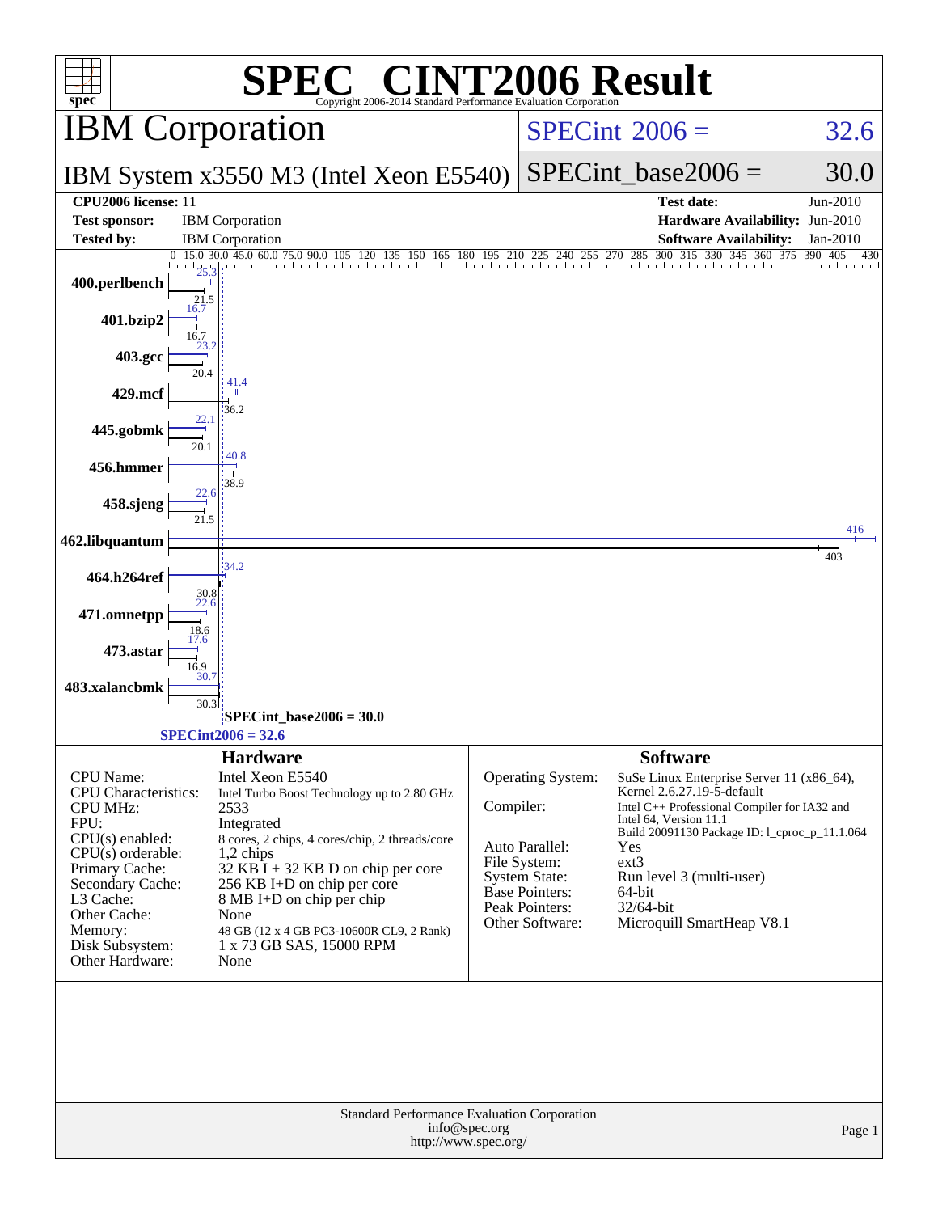# SPEC CINT2006 Result

Copyright 2006-2014 Standard Performance Evaluation Corporation

## IBM Corporation

**IBM System x3550 M3 (Intel Xeon E5540)**

SPECint 2006 = 32.6

SPECint_base2006 = 30.0

| | | | |
|---|---|---|---|
| **CPU2006 license:** 11 | | **Test date:** | Jun-2010 |
| **Test sponsor:** | IBM Corporation | **Hardware Availability:** | Jun-2010 |
| **Tested by:** | IBM Corporation | **Software Availability:** | Jan-2010 |

| Benchmark | Peak | Base |
|---|---|---|
| 400.perlbench | 25.3 | 21.5 |
| 401.bzip2 | 16.7 | 16.7 |
| 403.gcc | 23.2 | 20.4 |
| 429.mcf | 41.4 | 36.2 |
| 445.gobmk | 22.1 | 20.1 |
| 456.hmmer | 40.8 | 38.9 |
| 458.sjeng | 22.6 | 21.5 |
| 462.libquantum | 416 | 403 |
| 464.h264ref | 34.2 | 30.8 |
| 471.omnetpp | 22.6 | 18.6 |
| 473.astar | 17.6 | 16.9 |
| 483.xalancbmk | 30.7 | 30.3 |

SPECint_base2006 = 30.0

SPECint2006 = 32.6

### Hardware

| | |
|---|---|
| CPU Name: | Intel Xeon E5540 |
| CPU Characteristics: | Intel Turbo Boost Technology up to 2.80 GHz |
| CPU MHz: | 2533 |
| FPU: | Integrated |
| CPU(s) enabled: | 8 cores, 2 chips, 4 cores/chip, 2 threads/core |
| CPU(s) orderable: | 1,2 chips |
| Primary Cache: | 32 KB I + 32 KB D on chip per core |
| Secondary Cache: | 256 KB I+D on chip per core |
| L3 Cache: | 8 MB I+D on chip per chip |
| Other Cache: | None |
| Memory: | 48 GB (12 x 4 GB PC3-10600R CL9, 2 Rank) |
| Disk Subsystem: | 1 x 73 GB SAS, 15000 RPM |
| Other Hardware: | None |

### Software

| | |
|---|---|
| Operating System: | SuSe Linux Enterprise Server 11 (x86_64), Kernel 2.6.27.19-5-default |
| Compiler: | Intel C++ Professional Compiler for IA32 and Intel 64, Version 11.1 Build 20091130 Package ID: l_cproc_p_11.1.064 |
| Auto Parallel: | Yes |
| File System: | ext3 |
| System State: | Run level 3 (multi-user) |
| Base Pointers: | 64-bit |
| Peak Pointers: | 32/64-bit |
| Other Software: | Microquill SmartHeap V8.1 |

Standard Performance Evaluation Corporation
info@spec.org
http://www.spec.org/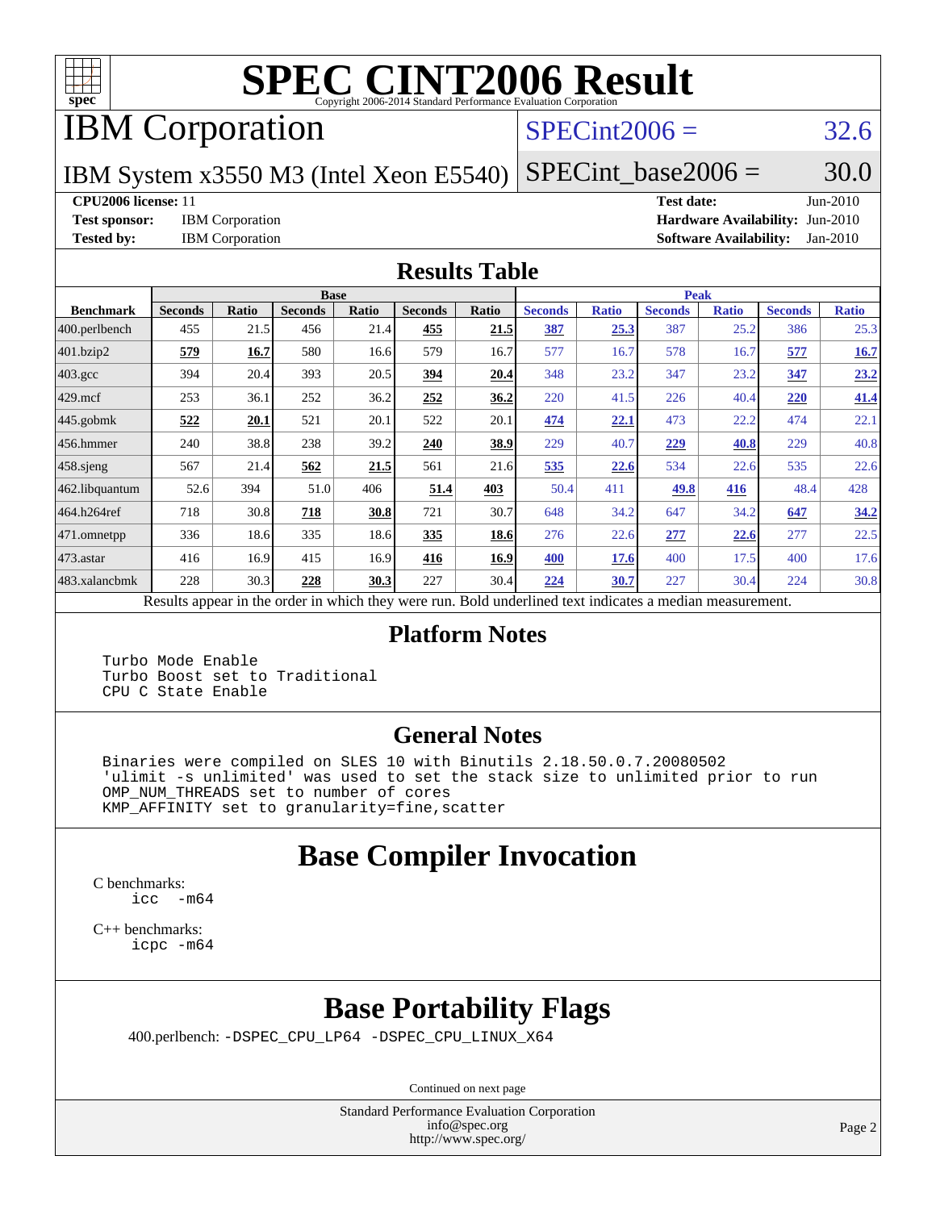# SPEC CINT2006 Result

Copyright 2006-2014 Standard Performance Evaluation Corporation

## IBM Corporation

IBM System x3550 M3 (Intel Xeon E5540)

SPECint2006 = 32.6

SPECint_base2006 = 30.0

**CPU2006 license:** 11
**Test sponsor:** IBM Corporation
**Tested by:** IBM Corporation

**Test date:** Jun-2010
**Hardware Availability:** Jun-2010
**Software Availability:** Jan-2010

### Results Table

| Benchmark | Base | | | | | | Peak | | | | | |
|---|---|---|---|---|---|---|---|---|---|---|---|---|
| | Seconds | Ratio | Seconds | Ratio | Seconds | Ratio | Seconds | Ratio | Seconds | Ratio | Seconds | Ratio |
| 400.perlbench | 455 | 21.5 | 456 | 21.4 | **455** | **21.5** | **387** | **25.3** | 387 | 25.2 | 386 | 25.3 |
| 401.bzip2 | **579** | **16.7** | 580 | 16.6 | 579 | 16.7 | 577 | 16.7 | 578 | 16.7 | **577** | **16.7** |
| 403.gcc | 394 | 20.4 | 393 | 20.5 | **394** | **20.4** | 348 | 23.2 | 347 | 23.2 | **347** | **23.2** |
| 429.mcf | 253 | 36.1 | 252 | 36.2 | **252** | **36.2** | 220 | 41.5 | 226 | 40.4 | **220** | **41.4** |
| 445.gobmk | **522** | **20.1** | 521 | 20.1 | 522 | 20.1 | **474** | **22.1** | 473 | 22.2 | 474 | 22.1 |
| 456.hmmer | 240 | 38.8 | 238 | 39.2 | **240** | **38.9** | 229 | 40.7 | **229** | **40.8** | 229 | 40.8 |
| 458.sjeng | 567 | 21.4 | **562** | **21.5** | 561 | 21.6 | **535** | **22.6** | 534 | 22.6 | 535 | 22.6 |
| 462.libquantum | 52.6 | 394 | 51.0 | 406 | **51.4** | **403** | 50.4 | 411 | **49.8** | **416** | 48.4 | 428 |
| 464.h264ref | 718 | 30.8 | **718** | **30.8** | 721 | 30.7 | 648 | 34.2 | 647 | 34.2 | **647** | **34.2** |
| 471.omnetpp | 336 | 18.6 | 335 | 18.6 | **335** | **18.6** | 276 | 22.6 | **277** | **22.6** | 277 | 22.5 |
| 473.astar | 416 | 16.9 | 415 | 16.9 | **416** | **16.9** | **400** | **17.6** | 400 | 17.5 | 400 | 17.6 |
| 483.xalancbmk | 228 | 30.3 | **228** | **30.3** | 227 | 30.4 | **224** | **30.7** | 227 | 30.4 | 224 | 30.8 |

Results appear in the order in which they were run. Bold underlined text indicates a median measurement.

### Platform Notes

```
Turbo Mode Enable
Turbo Boost set to Traditional
CPU C State Enable
```

### General Notes

```
Binaries were compiled on SLES 10 with Binutils 2.18.50.0.7.20080502
'ulimit -s unlimited' was used to set the stack size to unlimited prior to run
OMP_NUM_THREADS set to number of cores
KMP_AFFINITY set to granularity=fine,scatter
```

## Base Compiler Invocation

C benchmarks:
```
icc  -m64
```

C++ benchmarks:
```
icpc -m64
```

## Base Portability Flags

400.perlbench: -DSPEC_CPU_LP64 -DSPEC_CPU_LINUX_X64

Continued on next page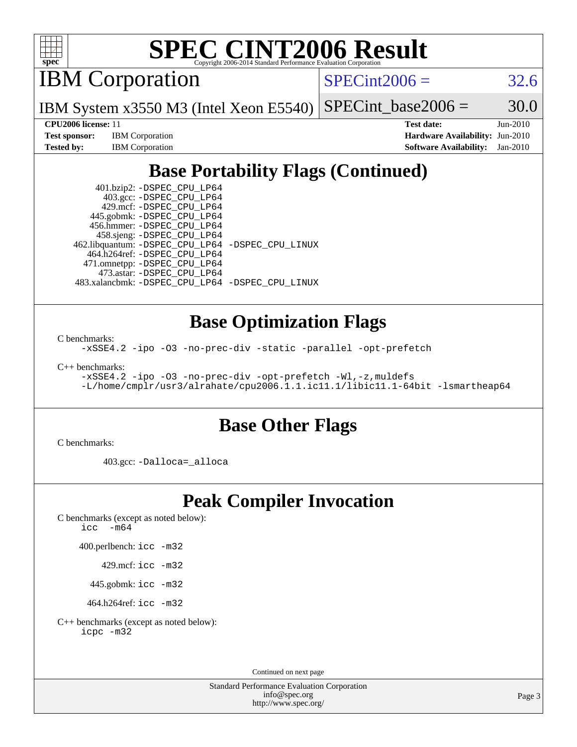# SPEC CINT2006 Result

## IBM Corporation

**SPECint2006 = 32.6**

IBM System x3550 M3 (Intel Xeon E5540)

**SPECint_base2006 = 30.0**

**CPU2006 license:** 11
**Test sponsor:** IBM Corporation
**Tested by:** IBM Corporation

**Test date:** Jun-2010
**Hardware Availability:** Jun-2010
**Software Availability:** Jan-2010

## Base Portability Flags (Continued)

```
      401.bzip2: -DSPEC_CPU_LP64
        403.gcc: -DSPEC_CPU_LP64
        429.mcf: -DSPEC_CPU_LP64
     445.gobmk: -DSPEC_CPU_LP64
     456.hmmer: -DSPEC_CPU_LP64
      458.sjeng: -DSPEC_CPU_LP64
462.libquantum: -DSPEC_CPU_LP64 -DSPEC_CPU_LINUX
   464.h264ref: -DSPEC_CPU_LP64
   471.omnetpp: -DSPEC_CPU_LP64
      473.astar: -DSPEC_CPU_LP64
483.xalancbmk: -DSPEC_CPU_LP64 -DSPEC_CPU_LINUX
```

## Base Optimization Flags

C benchmarks:

```
-xSSE4.2 -ipo -O3 -no-prec-div -static -parallel -opt-prefetch
```

C++ benchmarks:

```
-xSSE4.2 -ipo -O3 -no-prec-div -opt-prefetch -Wl,-z,muldefs
-L/home/cmplr/usr3/alrahate/cpu2006.1.1.ic11.1/libic11.1-64bit -lsmartheap64
```

## Base Other Flags

C benchmarks:

```
403.gcc: -Dalloca=_alloca
```

## Peak Compiler Invocation

C benchmarks (except as noted below):

```
icc  -m64
```

400.perlbench: `icc -m32`

429.mcf: `icc -m32`

445.gobmk: `icc -m32`

464.h264ref: `icc -m32`

C++ benchmarks (except as noted below):

```
icpc -m32
```

Continued on next page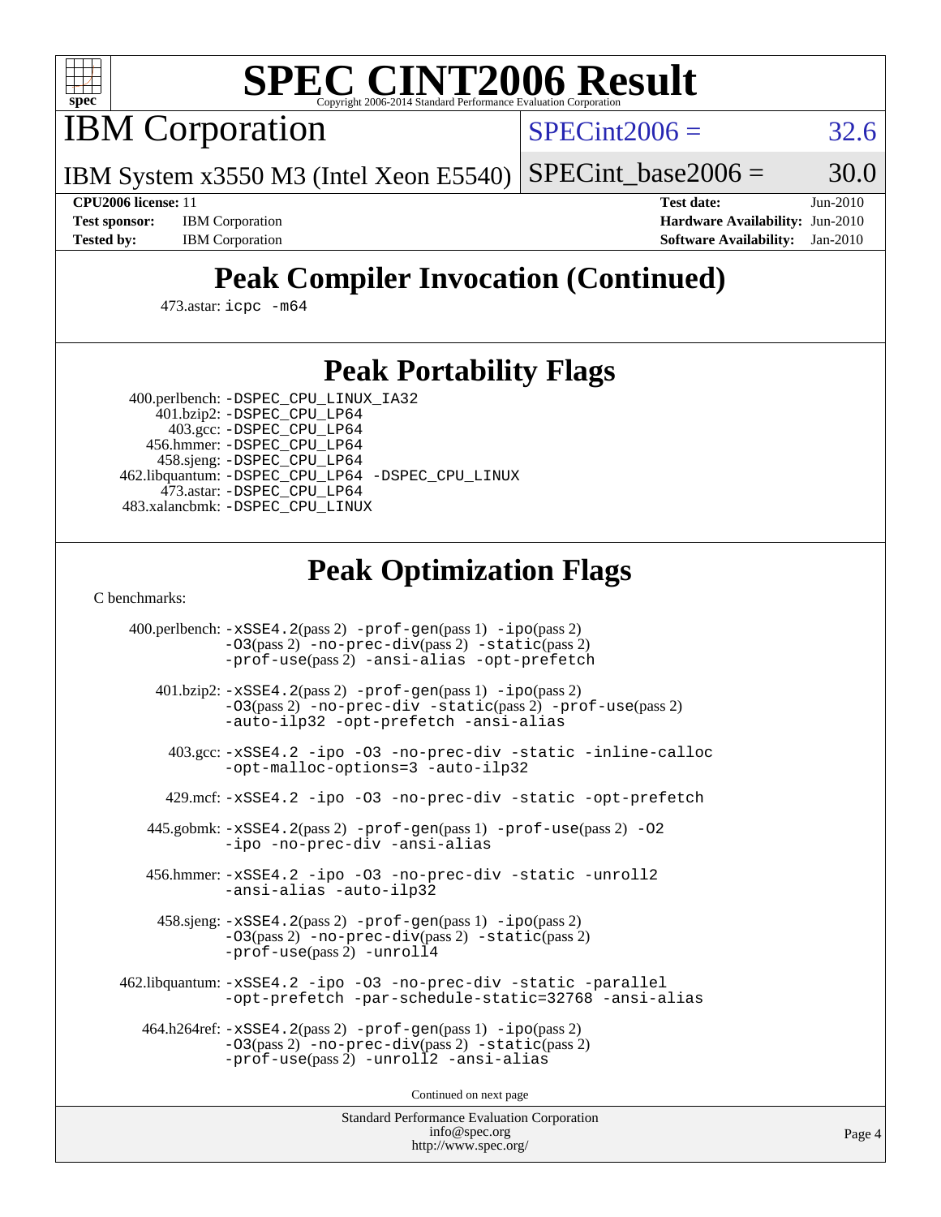# SPEC CINT2006 Result

Copyright 2006-2014 Standard Performance Evaluation Corporation

## IBM Corporation

IBM System x3550 M3 (Intel Xeon E5540)

SPECint2006 = 32.6

SPECint_base2006 = 30.0

**CPU2006 license:** 11
**Test sponsor:** IBM Corporation
**Tested by:** IBM Corporation

**Test date:** Jun-2010
**Hardware Availability:** Jun-2010
**Software Availability:** Jan-2010

## Peak Compiler Invocation (Continued)

473.astar: `icpc -m64`

## Peak Portability Flags

400.perlbench: `-DSPEC_CPU_LINUX_IA32`
401.bzip2: `-DSPEC_CPU_LP64`
403.gcc: `-DSPEC_CPU_LP64`
456.hmmer: `-DSPEC_CPU_LP64`
458.sjeng: `-DSPEC_CPU_LP64`
462.libquantum: `-DSPEC_CPU_LP64 -DSPEC_CPU_LINUX`
473.astar: `-DSPEC_CPU_LP64`
483.xalancbmk: `-DSPEC_CPU_LINUX`

## Peak Optimization Flags

C benchmarks:

400.perlbench: `-xSSE4.2`(pass 2) `-prof-gen`(pass 1) `-ipo`(pass 2) `-O3`(pass 2) `-no-prec-div`(pass 2) `-static`(pass 2) `-prof-use`(pass 2) `-ansi-alias -opt-prefetch`

401.bzip2: `-xSSE4.2`(pass 2) `-prof-gen`(pass 1) `-ipo`(pass 2) `-O3`(pass 2) `-no-prec-div -static`(pass 2) `-prof-use`(pass 2) `-auto-ilp32 -opt-prefetch -ansi-alias`

403.gcc: `-xSSE4.2 -ipo -O3 -no-prec-div -static -inline-calloc -opt-malloc-options=3 -auto-ilp32`

429.mcf: `-xSSE4.2 -ipo -O3 -no-prec-div -static -opt-prefetch`

445.gobmk: `-xSSE4.2`(pass 2) `-prof-gen`(pass 1) `-prof-use`(pass 2) `-O2 -ipo -no-prec-div -ansi-alias`

456.hmmer: `-xSSE4.2 -ipo -O3 -no-prec-div -static -unroll2 -ansi-alias -auto-ilp32`

458.sjeng: `-xSSE4.2`(pass 2) `-prof-gen`(pass 1) `-ipo`(pass 2) `-O3`(pass 2) `-no-prec-div`(pass 2) `-static`(pass 2) `-prof-use`(pass 2) `-unroll4`

462.libquantum: `-xSSE4.2 -ipo -O3 -no-prec-div -static -parallel -opt-prefetch -par-schedule-static=32768 -ansi-alias`

464.h264ref: `-xSSE4.2`(pass 2) `-prof-gen`(pass 1) `-ipo`(pass 2) `-O3`(pass 2) `-no-prec-div`(pass 2) `-static`(pass 2) `-prof-use`(pass 2) `-unroll2 -ansi-alias`

Continued on next page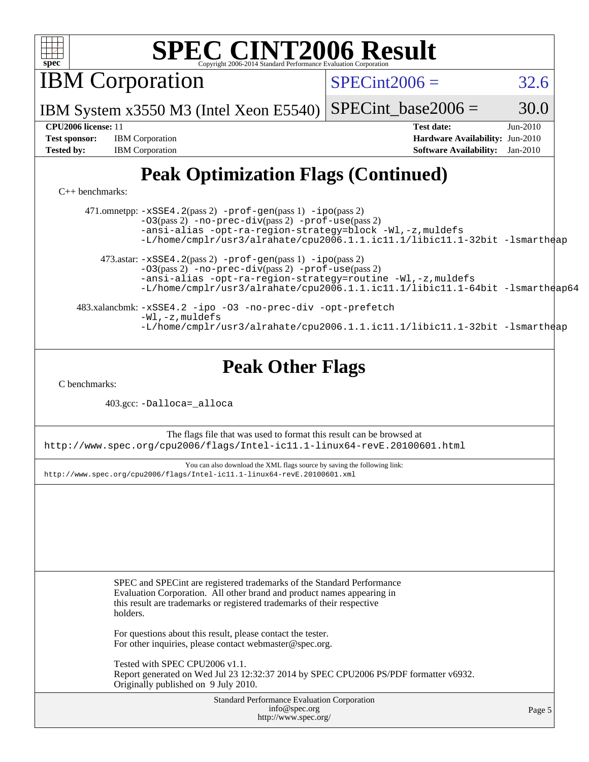# Peak Optimization Flags (Continued)

C++ benchmarks:

471.omnetpp: -xSSE4.2(pass 2) -prof-gen(pass 1) -ipo(pass 2) -O3(pass 2) -no-prec-div(pass 2) -prof-use(pass 2) -ansi-alias -opt-ra-region-strategy=block -Wl,-z,muldefs -L/home/cmplr/usr3/alrahate/cpu2006.1.1.ic11.1/libic11.1-32bit -lsmartheap

473.astar: -xSSE4.2(pass 2) -prof-gen(pass 1) -ipo(pass 2) -O3(pass 2) -no-prec-div(pass 2) -prof-use(pass 2) -ansi-alias -opt-ra-region-strategy=routine -Wl,-z,muldefs -L/home/cmplr/usr3/alrahate/cpu2006.1.1.ic11.1/libic11.1-64bit -lsmartheap64

483.xalancbmk: -xSSE4.2 -ipo -O3 -no-prec-div -opt-prefetch -Wl,-z,muldefs -L/home/cmplr/usr3/alrahate/cpu2006.1.1.ic11.1/libic11.1-32bit -lsmartheap

# Peak Other Flags

C benchmarks:

403.gcc: -Dalloca=_alloca

The flags file that was used to format this result can be browsed at
http://www.spec.org/cpu2006/flags/Intel-ic11.1-linux64-revE.20100601.html

You can also download the XML flags source by saving the following link:
http://www.spec.org/cpu2006/flags/Intel-ic11.1-linux64-revE.20100601.xml

SPEC and SPECint are registered trademarks of the Standard Performance Evaluation Corporation. All other brand and product names appearing in this result are trademarks or registered trademarks of their respective holders.

For questions about this result, please contact the tester.
For other inquiries, please contact webmaster@spec.org.

Tested with SPEC CPU2006 v1.1.
Report generated on Wed Jul 23 12:32:37 2014 by SPEC CPU2006 PS/PDF formatter v6932.
Originally published on 9 July 2010.